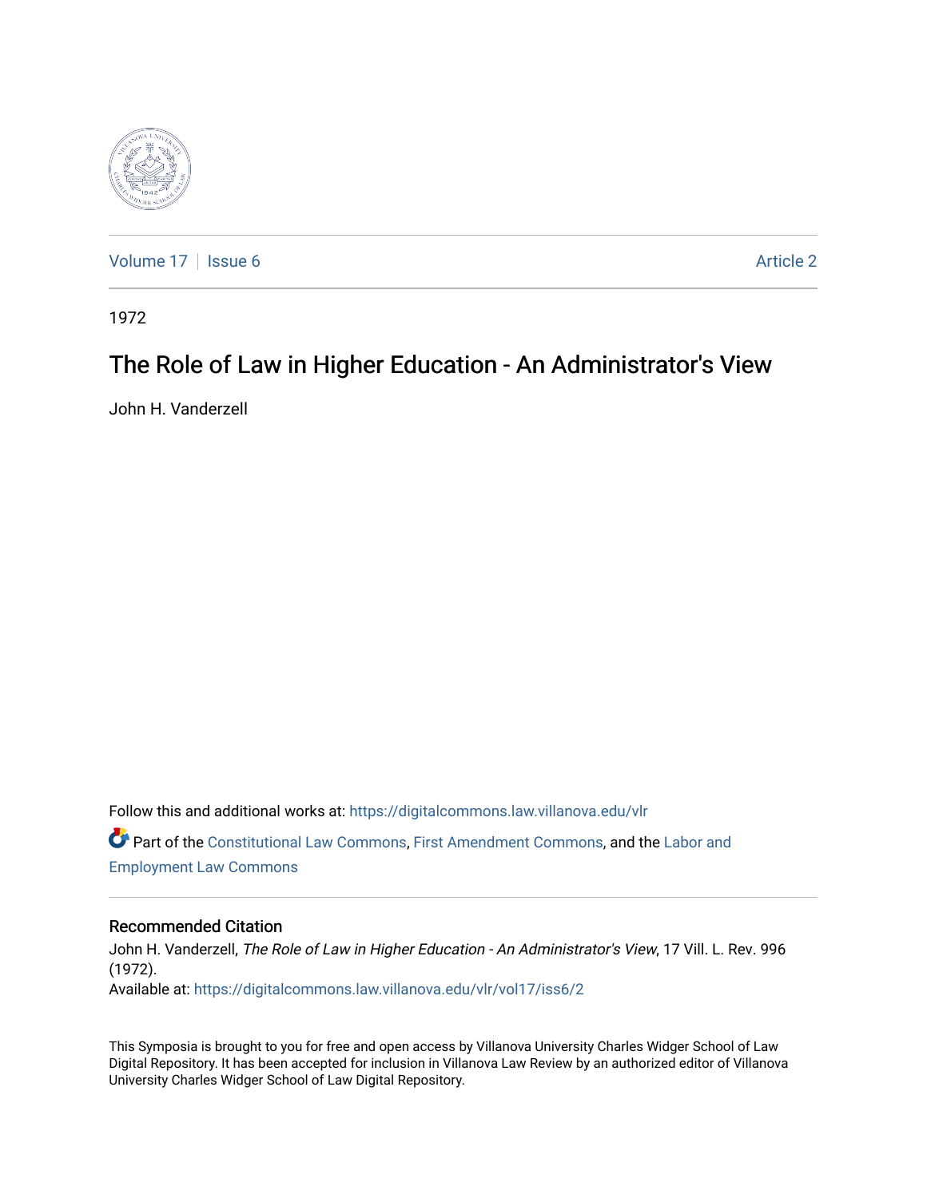Volume 17 | Issue 6 Article 2

1972

# The Role of Law in Higher Education - An Administrator's View

John H. Vanderzell

Follow this and additional works at: https://digitalcommons.law.villanova.edu/vlr

Part of the Constitutional Law Commons, First Amendment Commons, and the Labor and Employment Law Commons

## Recommended Citation

John H. Vanderzell, *The Role of Law in Higher Education - An Administrator's View*, 17 Vill. L. Rev. 996 (1972).

Available at: https://digitalcommons.law.villanova.edu/vlr/vol17/iss6/2

This Symposia is brought to you for free and open access by Villanova University Charles Widger School of Law Digital Repository. It has been accepted for inclusion in Villanova Law Review by an authorized editor of Villanova University Charles Widger School of Law Digital Repository.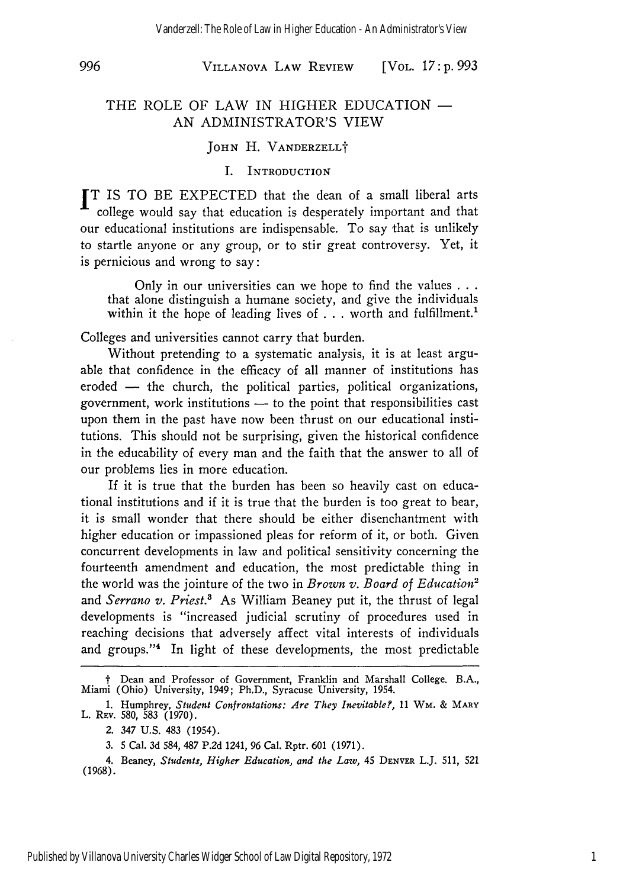# THE ROLE OF LAW IN HIGHER EDUCATION — AN ADMINISTRATOR'S VIEW

JOHN H. VANDERZELL†

## I. INTRODUCTION

IT IS TO BE EXPECTED that the dean of a small liberal arts college would say that education is desperately important and that our educational institutions are indispensable. To say that is unlikely to startle anyone or any group, or to stir great controversy. Yet, it is pernicious and wrong to say:

> Only in our universities can we hope to find the values . . . that alone distinguish a humane society, and give the individuals within it the hope of leading lives of . . . worth and fulfillment.[1]

Colleges and universities cannot carry that burden.

Without pretending to a systematic analysis, it is at least arguable that confidence in the efficacy of all manner of institutions has eroded — the church, the political parties, political organizations, government, work institutions — to the point that responsibilities cast upon them in the past have now been thrust on our educational institutions. This should not be surprising, given the historical confidence in the educability of every man and the faith that the answer to all of our problems lies in more education.

If it is true that the burden has been so heavily cast on educational institutions and if it is true that the burden is too great to bear, it is small wonder that there should be either disenchantment with higher education or impassioned pleas for reform of it, or both. Given concurrent developments in law and political sensitivity concerning the fourteenth amendment and education, the most predictable thing in the world was the jointure of the two in *Brown v. Board of Education*[2] and *Serrano v. Priest*.[3] As William Beaney put it, the thrust of legal developments is "increased judicial scrutiny of procedures used in reaching decisions that adversely affect vital interests of individuals and groups."[4] In light of these developments, the most predictable

---

† Dean and Professor of Government, Franklin and Marshall College. B.A., Miami (Ohio) University, 1949; Ph.D., Syracuse University, 1954.

1. Humphrey, *Student Confrontations: Are They Inevitable?*, 11 WM. & MARY L. REV. 580, 583 (1970).

2. 347 U.S. 483 (1954).

3. 5 Cal. 3d 584, 487 P.2d 1241, 96 Cal. Rptr. 601 (1971).

4. Beaney, *Students, Higher Education, and the Law*, 45 DENVER L.J. 511, 521 (1968).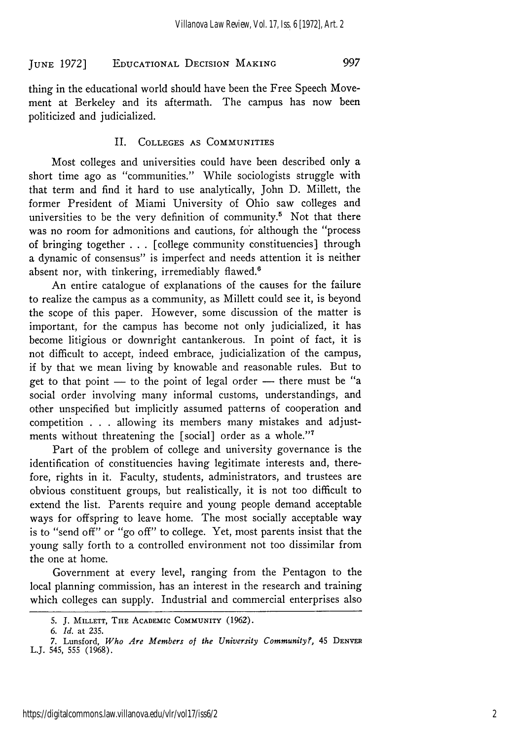thing in the educational world should have been the Free Speech Movement at Berkeley and its aftermath. The campus has now been politicized and judicialized.

## II. Colleges as Communities

Most colleges and universities could have been described only a short time ago as "communities." While sociologists struggle with that term and find it hard to use analytically, John D. Millett, the former President of Miami University of Ohio saw colleges and universities to be the very definition of community.[5] Not that there was no room for admonitions and cautions, for although the "process of bringing together . . . [college community constituencies] through a dynamic of consensus" is imperfect and needs attention it is neither absent nor, with tinkering, irremediably flawed.[6]

An entire catalogue of explanations of the causes for the failure to realize the campus as a community, as Millett could see it, is beyond the scope of this paper. However, some discussion of the matter is important, for the campus has become not only judicialized, it has become litigious or downright cantankerous. In point of fact, it is not difficult to accept, indeed embrace, judicialization of the campus, if by that we mean living by knowable and reasonable rules. But to get to that point — to the point of legal order — there must be "a social order involving many informal customs, understandings, and other unspecified but implicitly assumed patterns of cooperation and competition . . . allowing its members many mistakes and adjustments without threatening the [social] order as a whole."[7]

Part of the problem of college and university governance is the identification of constituencies having legitimate interests and, therefore, rights in it. Faculty, students, administrators, and trustees are obvious constituent groups, but realistically, it is not too difficult to extend the list. Parents require and young people demand acceptable ways for offspring to leave home. The most socially acceptable way is to "send off" or "go off" to college. Yet, most parents insist that the young sally forth to a controlled environment not too dissimilar from the one at home.

Government at every level, ranging from the Pentagon to the local planning commission, has an interest in the research and training which colleges can supply. Industrial and commercial enterprises also

---

5. J. Millett, The Academic Community (1962).

6. *Id.* at 235.

7. Lunsford, *Who Are Members of the University Community?*, 45 Denver L.J. 545, 555 (1968).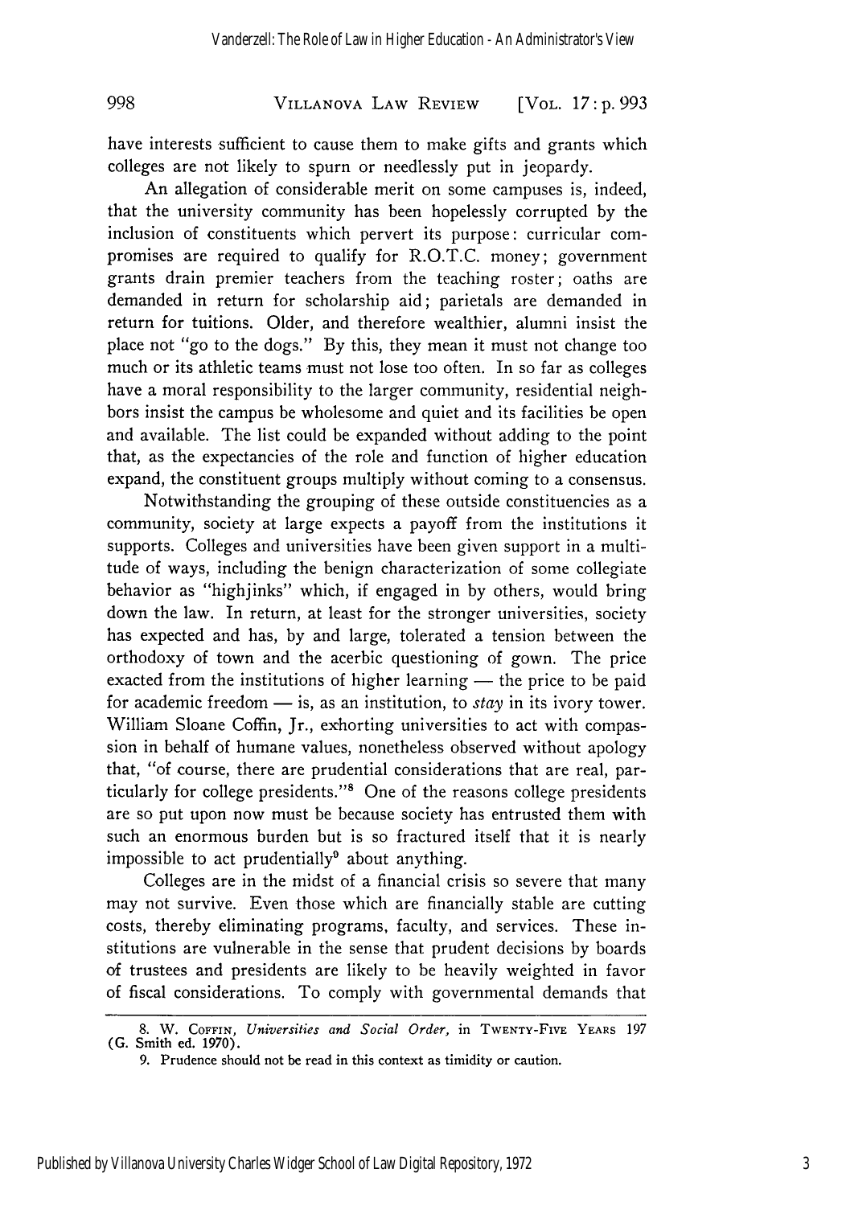have interests sufficient to cause them to make gifts and grants which colleges are not likely to spurn or needlessly put in jeopardy.

An allegation of considerable merit on some campuses is, indeed, that the university community has been hopelessly corrupted by the inclusion of constituents which pervert its purpose: curricular compromises are required to qualify for R.O.T.C. money; government grants drain premier teachers from the teaching roster; oaths are demanded in return for scholarship aid; parietals are demanded in return for tuitions. Older, and therefore wealthier, alumni insist the place not "go to the dogs." By this, they mean it must not change too much or its athletic teams must not lose too often. In so far as colleges have a moral responsibility to the larger community, residential neighbors insist the campus be wholesome and quiet and its facilities be open and available. The list could be expanded without adding to the point that, as the expectancies of the role and function of higher education expand, the constituent groups multiply without coming to a consensus.

Notwithstanding the grouping of these outside constituencies as a community, society at large expects a payoff from the institutions it supports. Colleges and universities have been given support in a multitude of ways, including the benign characterization of some collegiate behavior as "highjinks" which, if engaged in by others, would bring down the law. In return, at least for the stronger universities, society has expected and has, by and large, tolerated a tension between the orthodoxy of town and the acerbic questioning of gown. The price exacted from the institutions of higher learning — the price to be paid for academic freedom — is, as an institution, to *stay* in its ivory tower. William Sloane Coffin, Jr., exhorting universities to act with compassion in behalf of humane values, nonetheless observed without apology that, "of course, there are prudential considerations that are real, particularly for college presidents."[8] One of the reasons college presidents are so put upon now must be because society has entrusted them with such an enormous burden but is so fractured itself that it is nearly impossible to act prudentially[9] about anything.

Colleges are in the midst of a financial crisis so severe that many may not survive. Even those which are financially stable are cutting costs, thereby eliminating programs, faculty, and services. These institutions are vulnerable in the sense that prudent decisions by boards of trustees and presidents are likely to be heavily weighted in favor of fiscal considerations. To comply with governmental demands that

---

8. W. COFFIN, *Universities and Social Order,* in TWENTY-FIVE YEARS 197 (G. Smith ed. 1970).

9. Prudence should not be read in this context as timidity or caution.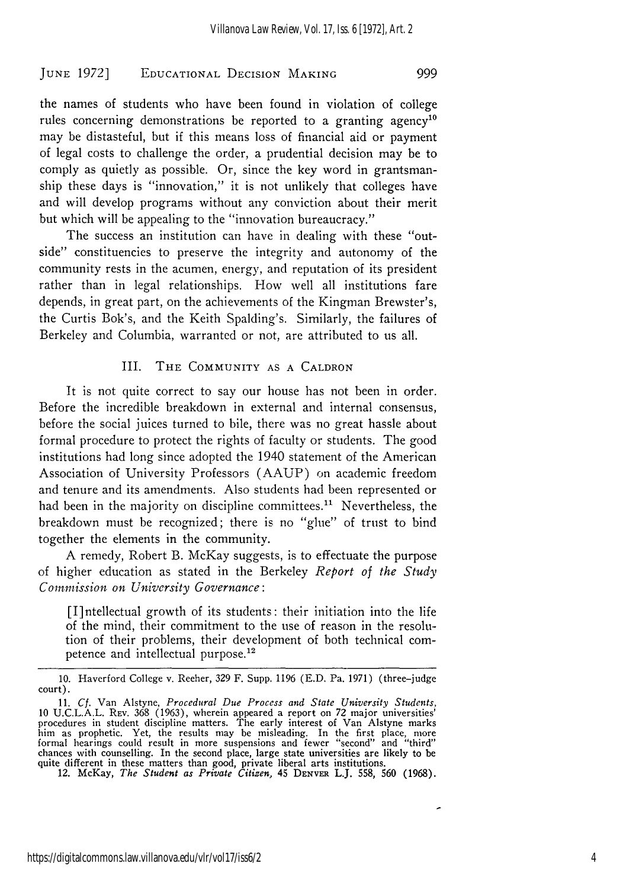the names of students who have been found in violation of college rules concerning demonstrations be reported to a granting agency[10] may be distasteful, but if this means loss of financial aid or payment of legal costs to challenge the order, a prudential decision may be to comply as quietly as possible. Or, since the key word in grantsmanship these days is "innovation," it is not unlikely that colleges have and will develop programs without any conviction about their merit but which will be appealing to the "innovation bureaucracy."

The success an institution can have in dealing with these "outside" constituencies to preserve the integrity and autonomy of the community rests in the acumen, energy, and reputation of its president rather than in legal relationships. How well all institutions fare depends, in great part, on the achievements of the Kingman Brewster's, the Curtis Bok's, and the Keith Spalding's. Similarly, the failures of Berkeley and Columbia, warranted or not, are attributed to us all.

## III. The Community as a Caldron

It is not quite correct to say our house has not been in order. Before the incredible breakdown in external and internal consensus, before the social juices turned to bile, there was no great hassle about formal procedure to protect the rights of faculty or students. The good institutions had long since adopted the 1940 statement of the American Association of University Professors (AAUP) on academic freedom and tenure and its amendments. Also students had been represented or had been in the majority on discipline committees.[11] Nevertheless, the breakdown must be recognized; there is no "glue" of trust to bind together the elements in the community.

A remedy, Robert B. McKay suggests, is to effectuate the purpose of higher education as stated in the Berkeley *Report of the Study Commission on University Governance*:

> [I]ntellectual growth of its students: their initiation into the life of the mind, their commitment to the use of reason in the resolution of their problems, their development of both technical competence and intellectual purpose.[12]

---

10. Haverford College v. Reeher, 329 F. Supp. 1196 (E.D. Pa. 1971) (three-judge court).

11. *Cf.* Van Alstyne, *Procedural Due Process and State University Students*, 10 U.C.L.A.L. Rev. 368 (1963), wherein appeared a report on 72 major universities' procedures in student discipline matters. The early interest of Van Alstyne marks him as prophetic. Yet, the results may be misleading. In the first place, more formal hearings could result in more suspensions and fewer "second" and "third" chances with counselling. In the second place, large state universities are likely to be quite different in these matters than good, private liberal arts institutions.

12. McKay, *The Student as Private Citizen*, 45 Denver L.J. 558, 560 (1968).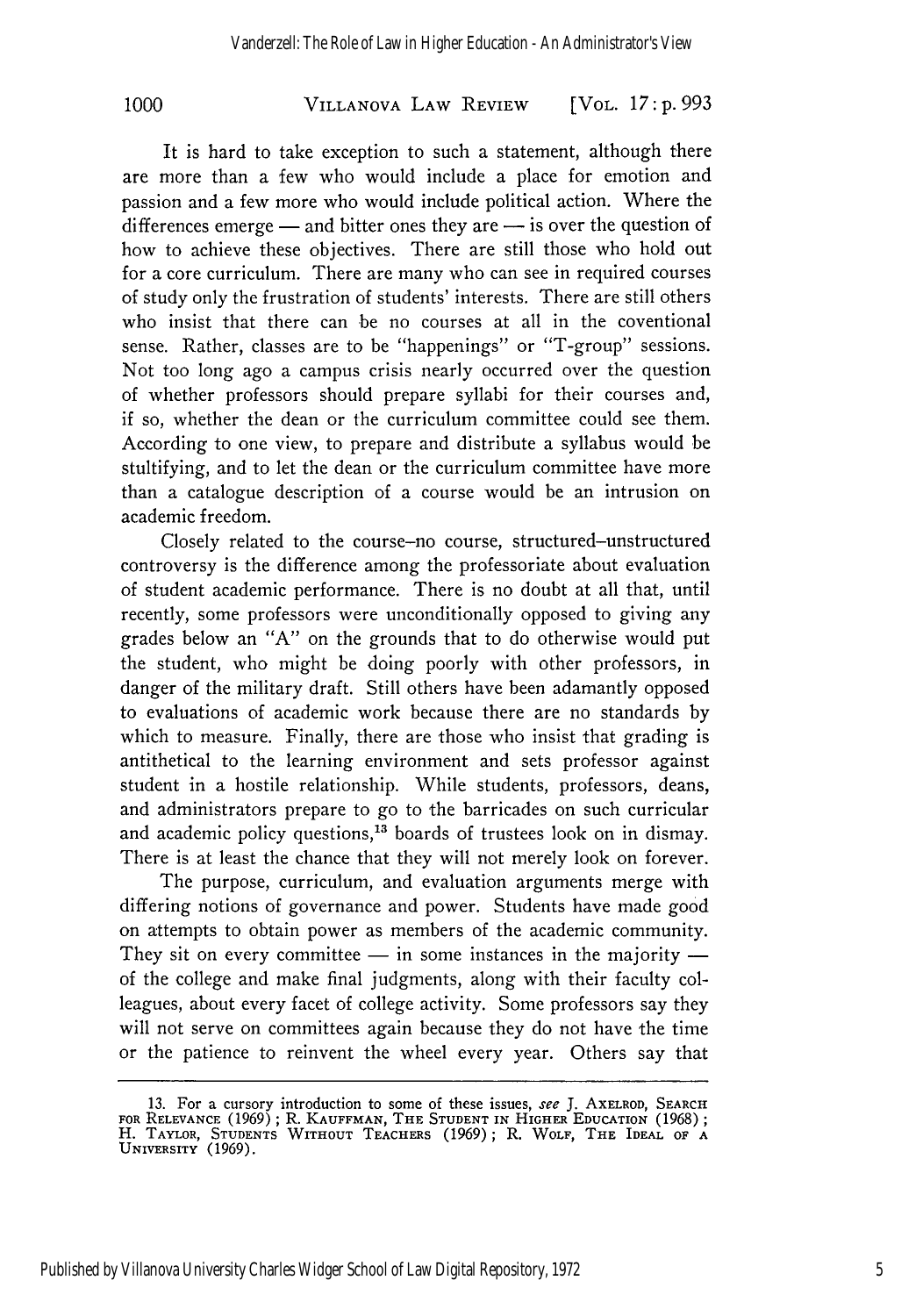It is hard to take exception to such a statement, although there are more than a few who would include a place for emotion and passion and a few more who would include political action. Where the differences emerge — and bitter ones they are — is over the question of how to achieve these objectives. There are still those who hold out for a core curriculum. There are many who can see in required courses of study only the frustration of students' interests. There are still others who insist that there can be no courses at all in the coventional sense. Rather, classes are to be "happenings" or "T-group" sessions. Not too long ago a campus crisis nearly occurred over the question of whether professors should prepare syllabi for their courses and, if so, whether the dean or the curriculum committee could see them. According to one view, to prepare and distribute a syllabus would be stultifying, and to let the dean or the curriculum committee have more than a catalogue description of a course would be an intrusion on academic freedom.

Closely related to the course–no course, structured–unstructured controversy is the difference among the professoriate about evaluation of student academic performance. There is no doubt at all that, until recently, some professors were unconditionally opposed to giving any grades below an "A" on the grounds that to do otherwise would put the student, who might be doing poorly with other professors, in danger of the military draft. Still others have been adamantly opposed to evaluations of academic work because there are no standards by which to measure. Finally, there are those who insist that grading is antithetical to the learning environment and sets professor against student in a hostile relationship. While students, professors, deans, and administrators prepare to go to the barricades on such curricular and academic policy questions,[13] boards of trustees look on in dismay. There is at least the chance that they will not merely look on forever.

The purpose, curriculum, and evaluation arguments merge with differing notions of governance and power. Students have made good on attempts to obtain power as members of the academic community. They sit on every committee — in some instances in the majority — of the college and make final judgments, along with their faculty colleagues, about every facet of college activity. Some professors say they will not serve on committees again because they do not have the time or the patience to reinvent the wheel every year. Others say that

---

13. For a cursory introduction to some of these issues, *see* J. Axelrod, Search for Relevance (1969); R. Kauffman, The Student in Higher Education (1968); H. Taylor, Students Without Teachers (1969); R. Wolf, The Ideal of a University (1969).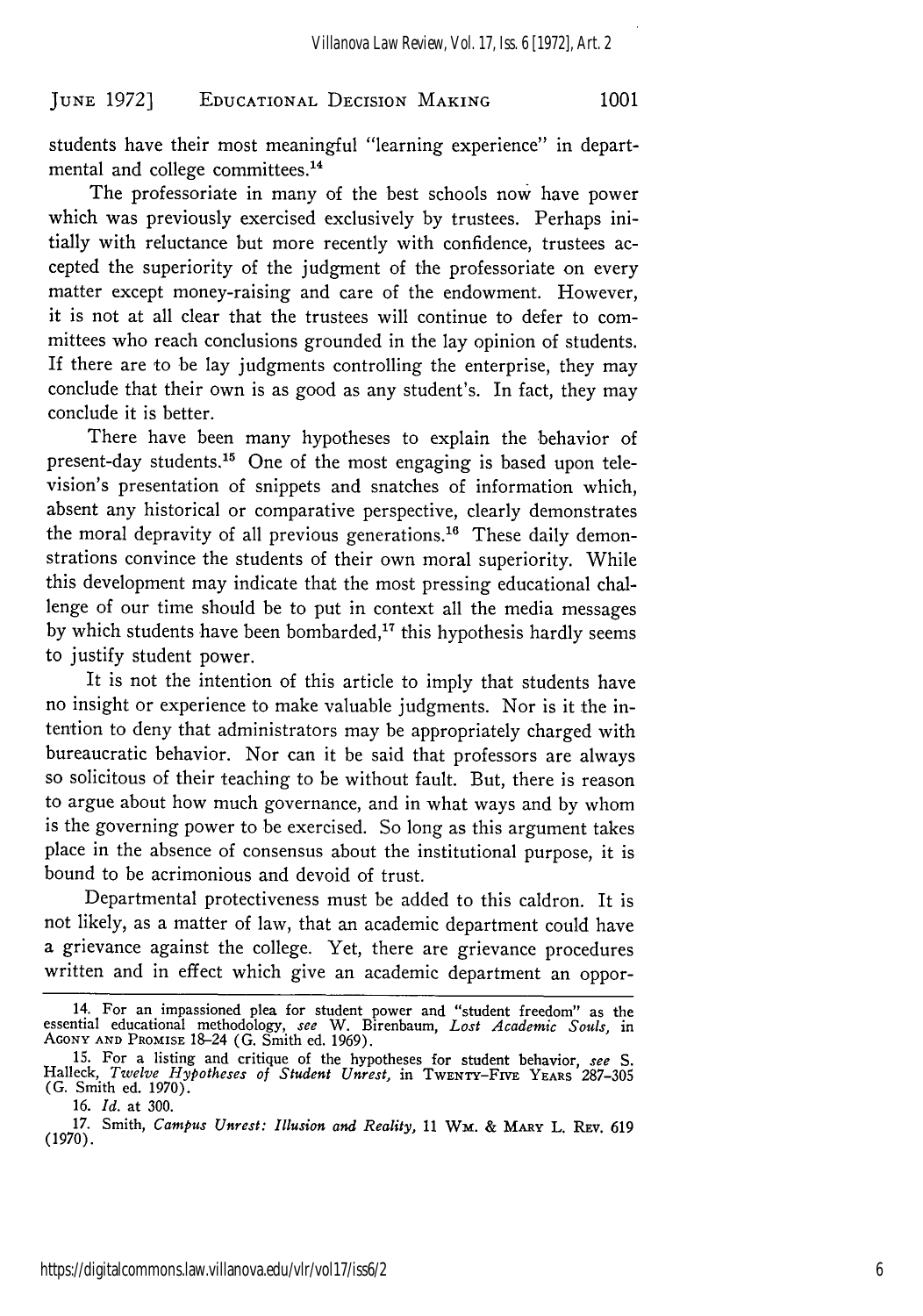students have their most meaningful "learning experience" in departmental and college committees.[14]

The professoriate in many of the best schools now have power which was previously exercised exclusively by trustees. Perhaps initially with reluctance but more recently with confidence, trustees accepted the superiority of the judgment of the professoriate on every matter except money-raising and care of the endowment. However, it is not at all clear that the trustees will continue to defer to committees who reach conclusions grounded in the lay opinion of students. If there are to be lay judgments controlling the enterprise, they may conclude that their own is as good as any student's. In fact, they may conclude it is better.

There have been many hypotheses to explain the behavior of present-day students.[15] One of the most engaging is based upon television's presentation of snippets and snatches of information which, absent any historical or comparative perspective, clearly demonstrates the moral depravity of all previous generations.[16] These daily demonstrations convince the students of their own moral superiority. While this development may indicate that the most pressing educational challenge of our time should be to put in context all the media messages by which students have been bombarded,[17] this hypothesis hardly seems to justify student power.

It is not the intention of this article to imply that students have no insight or experience to make valuable judgments. Nor is it the intention to deny that administrators may be appropriately charged with bureaucratic behavior. Nor can it be said that professors are always so solicitous of their teaching to be without fault. But, there is reason to argue about how much governance, and in what ways and by whom is the governing power to be exercised. So long as this argument takes place in the absence of consensus about the institutional purpose, it is bound to be acrimonious and devoid of trust.

Departmental protectiveness must be added to this caldron. It is not likely, as a matter of law, that an academic department could have a grievance against the college. Yet, there are grievance procedures written and in effect which give an academic department an oppor-

---

14. For an impassioned plea for student power and "student freedom" as the essential educational methodology, *see* W. Birenbaum, *Lost Academic Souls*, in AGONY AND PROMISE 18–24 (G. Smith ed. 1969).

15. For a listing and critique of the hypotheses for student behavior, *see* S. Halleck, *Twelve Hypotheses of Student Unrest*, in TWENTY-FIVE YEARS 287–305 (G. Smith ed. 1970).

16. *Id.* at 300.

17. Smith, *Campus Unrest: Illusion and Reality*, 11 WM. & MARY L. REV. 619 (1970).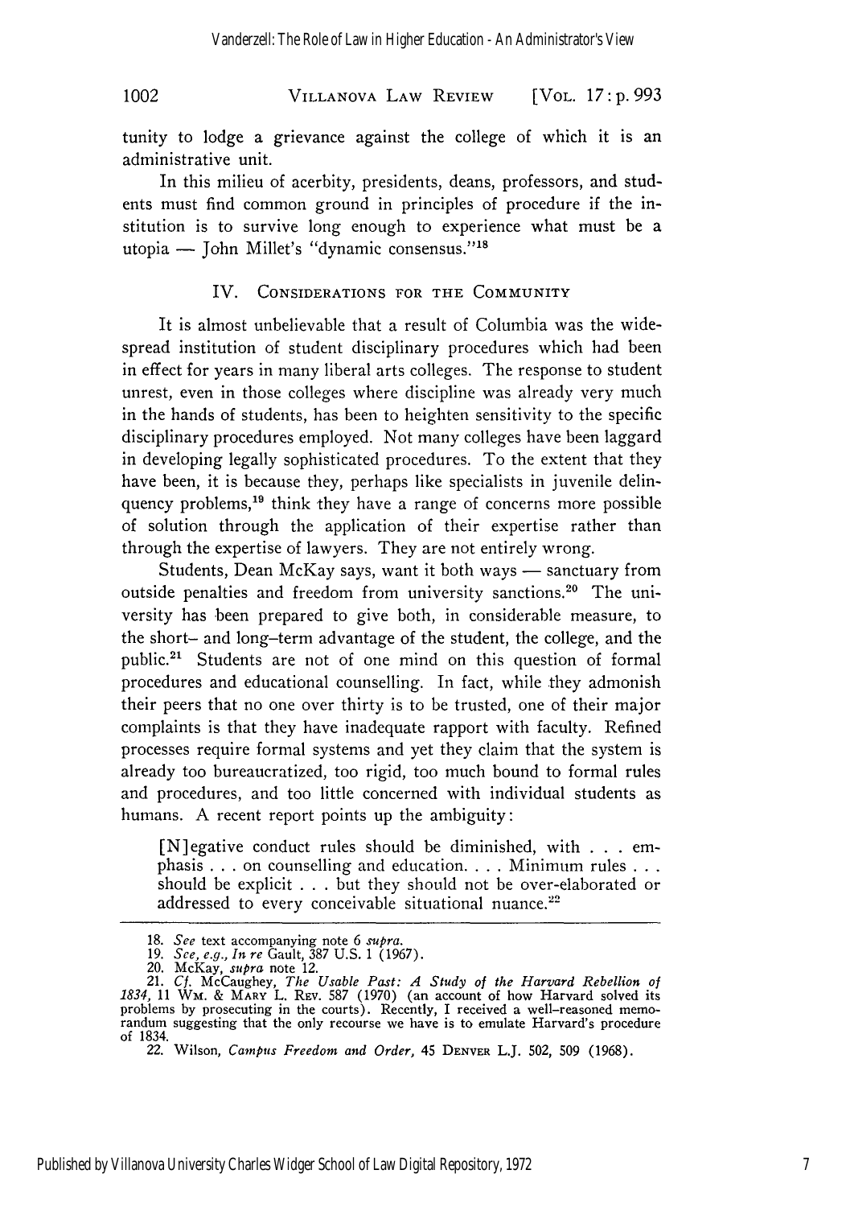tunity to lodge a grievance against the college of which it is an administrative unit.

In this milieu of acerbity, presidents, deans, professors, and students must find common ground in principles of procedure if the institution is to survive long enough to experience what must be a utopia — John Millet's "dynamic consensus."[18]

## IV. Considerations for the Community

It is almost unbelievable that a result of Columbia was the widespread institution of student disciplinary procedures which had been in effect for years in many liberal arts colleges. The response to student unrest, even in those colleges where discipline was already very much in the hands of students, has been to heighten sensitivity to the specific disciplinary procedures employed. Not many colleges have been laggard in developing legally sophisticated procedures. To the extent that they have been, it is because they, perhaps like specialists in juvenile delinquency problems,[19] think they have a range of concerns more possible of solution through the application of their expertise rather than through the expertise of lawyers. They are not entirely wrong.

Students, Dean McKay says, want it both ways — sanctuary from outside penalties and freedom from university sanctions.[20] The university has been prepared to give both, in considerable measure, to the short- and long-term advantage of the student, the college, and the public.[21] Students are not of one mind on this question of formal procedures and educational counselling. In fact, while they admonish their peers that no one over thirty is to be trusted, one of their major complaints is that they have inadequate rapport with faculty. Refined processes require formal systems and yet they claim that the system is already too bureaucratized, too rigid, too much bound to formal rules and procedures, and too little concerned with individual students as humans. A recent report points up the ambiguity:

> [N]egative conduct rules should be diminished, with . . . emphasis . . . on counselling and education. . . . Minimum rules . . . should be explicit . . . but they should not be over-elaborated or addressed to every conceivable situational nuance.[22]

---

18. *See* text accompanying note 6 *supra*.

19. *See, e.g., In re* Gault, 387 U.S. 1 (1967).

20. McKay, *supra* note 12.

21. *Cf.* McCaughey, *The Usable Past: A Study of the Harvard Rebellion of 1834*, 11 Wm. & Mary L. Rev. 587 (1970) (an account of how Harvard solved its problems by prosecuting in the courts). Recently, I received a well-reasoned memorandum suggesting that the only recourse we have is to emulate Harvard's procedure of 1834.

22. Wilson, *Campus Freedom and Order*, 45 Denver L.J. 502, 509 (1968).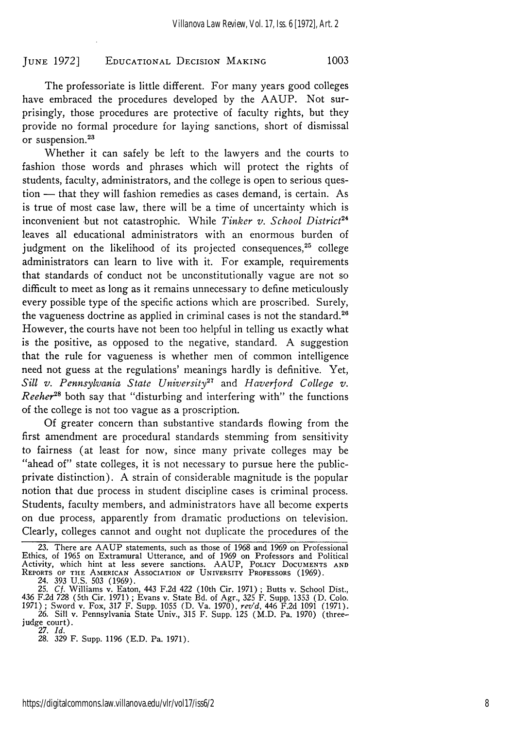The professoriate is little different. For many years good colleges have embraced the procedures developed by the AAUP. Not surprisingly, those procedures are protective of faculty rights, but they provide no formal procedure for laying sanctions, short of dismissal or suspension.[23]

Whether it can safely be left to the lawyers and the courts to fashion those words and phrases which will protect the rights of students, faculty, administrators, and the college is open to serious question — that they will fashion remedies as cases demand, is certain. As is true of most case law, there will be a time of uncertainty which is inconvenient but not catastrophic. While *Tinker v. School District*[24] leaves all educational administrators with an enormous burden of judgment on the likelihood of its projected consequences,[25] college administrators can learn to live with it. For example, requirements that standards of conduct not be unconstitutionally vague are not so difficult to meet as long as it remains unnecessary to define meticulously every possible type of the specific actions which are proscribed. Surely, the vagueness doctrine as applied in criminal cases is not the standard.[26] However, the courts have not been too helpful in telling us exactly what is the positive, as opposed to the negative, standard. A suggestion that the rule for vagueness is whether men of common intelligence need not guess at the regulations' meanings hardly is definitive. Yet, *Sill v. Pennsylvania State University*[27] and *Haverford College v. Reeher*[28] both say that "disturbing and interfering with" the functions of the college is not too vague as a proscription.

Of greater concern than substantive standards flowing from the first amendment are procedural standards stemming from sensitivity to fairness (at least for now, since many private colleges may be "ahead of" state colleges, it is not necessary to pursue here the public-private distinction). A strain of considerable magnitude is the popular notion that due process in student discipline cases is criminal process. Students, faculty members, and administrators have all become experts on due process, apparently from dramatic productions on television. Clearly, colleges cannot and ought not duplicate the procedures of the

---

23. There are AAUP statements, such as those of 1968 and 1969 on Professional Ethics, of 1965 on Extramural Utterance, and of 1969 on Professors and Political Activity, which hint at less severe sanctions. AAUP, POLICY DOCUMENTS AND REPORTS OF THE AMERICAN ASSOCIATION OF UNIVERSITY PROFESSORS (1969).

24. 393 U.S. 503 (1969).

25. *Cf.* Williams v. Eaton, 443 F.2d 422 (10th Cir. 1971); Butts v. School Dist., 436 F.2d 728 (5th Cir. 1971); Evans v. State Bd. of Agr., 325 F. Supp. 1353 (D. Colo. 1971); Sword v. Fox, 317 F. Supp. 1055 (D. Va. 1970), *rev'd*, 446 F.2d 1091 (1971).

26. Sill v. Pennsylvania State Univ., 315 F. Supp. 125 (M.D. Pa. 1970) (three-judge court).

27. *Id.*

28. 329 F. Supp. 1196 (E.D. Pa. 1971).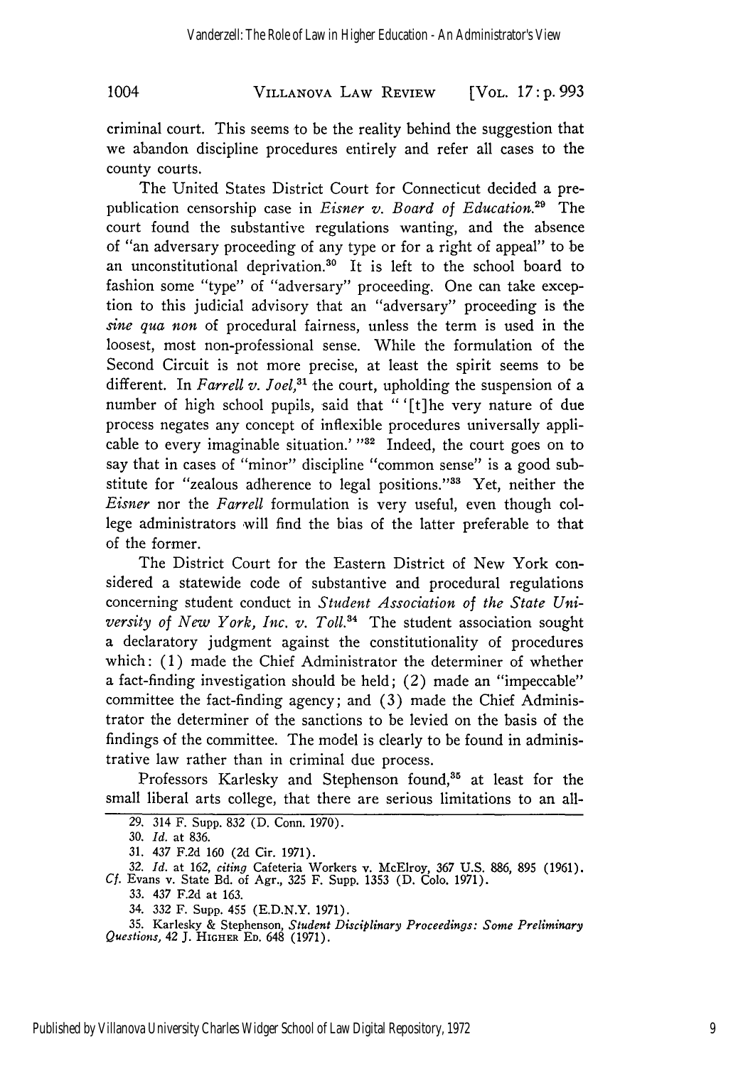criminal court. This seems to be the reality behind the suggestion that we abandon discipline procedures entirely and refer all cases to the county courts.

The United States District Court for Connecticut decided a prepublication censorship case in *Eisner v. Board of Education.*[29] The court found the substantive regulations wanting, and the absence of "an adversary proceeding of any type or for a right of appeal" to be an unconstitutional deprivation.[30] It is left to the school board to fashion some "type" of "adversary" proceeding. One can take exception to this judicial advisory that an "adversary" proceeding is the *sine qua non* of procedural fairness, unless the term is used in the loosest, most non-professional sense. While the formulation of the Second Circuit is not more precise, at least the spirit seems to be different. In *Farrell v. Joel,*[31] the court, upholding the suspension of a number of high school pupils, said that "'[t]he very nature of due process negates any concept of inflexible procedures universally applicable to every imaginable situation.'"[32] Indeed, the court goes on to say that in cases of "minor" discipline "common sense" is a good substitute for "zealous adherence to legal positions."[33] Yet, neither the *Eisner* nor the *Farrell* formulation is very useful, even though college administrators will find the bias of the latter preferable to that of the former.

The District Court for the Eastern District of New York considered a statewide code of substantive and procedural regulations concerning student conduct in *Student Association of the State University of New York, Inc. v. Toll.*[34] The student association sought a declaratory judgment against the constitutionality of procedures which: (1) made the Chief Administrator the determiner of whether a fact-finding investigation should be held; (2) made an "impeccable" committee the fact-finding agency; and (3) made the Chief Administrator the determiner of the sanctions to be levied on the basis of the findings of the committee. The model is clearly to be found in administrative law rather than in criminal due process.

Professors Karlesky and Stephenson found,[35] at least for the small liberal arts college, that there are serious limitations to an all-

---

29. 314 F. Supp. 832 (D. Conn. 1970).

30. *Id.* at 836.

31. 437 F.2d 160 (2d Cir. 1971).

32. *Id.* at 162, *citing* Cafeteria Workers v. McElroy, 367 U.S. 886, 895 (1961). *Cf.* Evans v. State Bd. of Agr., 325 F. Supp. 1353 (D. Colo. 1971).

33. 437 F.2d at 163.

34. 332 F. Supp. 455 (E.D.N.Y. 1971).

35. Karlesky & Stephenson, *Student Disciplinary Proceedings: Some Preliminary Questions,* 42 J. HIGHER ED. 648 (1971).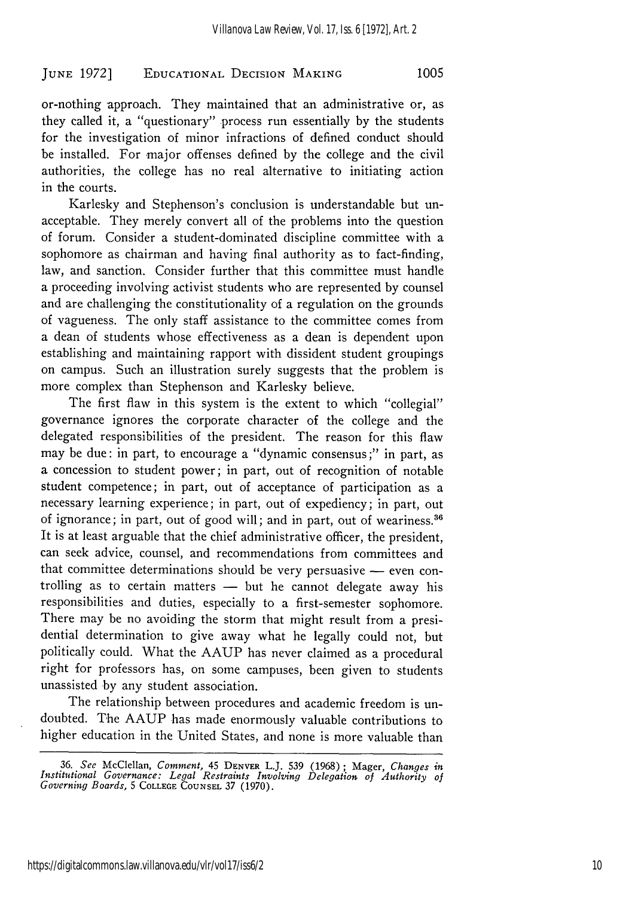or-nothing approach. They maintained that an administrative or, as they called it, a "questionary" process run essentially by the students for the investigation of minor infractions of defined conduct should be installed. For major offenses defined by the college and the civil authorities, the college has no real alternative to initiating action in the courts.

Karlesky and Stephenson's conclusion is understandable but unacceptable. They merely convert all of the problems into the question of forum. Consider a student-dominated discipline committee with a sophomore as chairman and having final authority as to fact-finding, law, and sanction. Consider further that this committee must handle a proceeding involving activist students who are represented by counsel and are challenging the constitutionality of a regulation on the grounds of vagueness. The only staff assistance to the committee comes from a dean of students whose effectiveness as a dean is dependent upon establishing and maintaining rapport with dissident student groupings on campus. Such an illustration surely suggests that the problem is more complex than Stephenson and Karlesky believe.

The first flaw in this system is the extent to which "collegial" governance ignores the corporate character of the college and the delegated responsibilities of the president. The reason for this flaw may be due: in part, to encourage a "dynamic consensus;" in part, as a concession to student power; in part, out of recognition of notable student competence; in part, out of acceptance of participation as a necessary learning experience; in part, out of expediency; in part, out of ignorance; in part, out of good will; and in part, out of weariness.[36] It is at least arguable that the chief administrative officer, the president, can seek advice, counsel, and recommendations from committees and that committee determinations should be very persuasive — even controlling as to certain matters — but he cannot delegate away his responsibilities and duties, especially to a first-semester sophomore. There may be no avoiding the storm that might result from a presidential determination to give away what he legally could not, but politically could. What the AAUP has never claimed as a procedural right for professors has, on some campuses, been given to students unassisted by any student association.

The relationship between procedures and academic freedom is undoubted. The AAUP has made enormously valuable contributions to higher education in the United States, and none is more valuable than

---

36. *See* McClellan, *Comment,* 45 DENVER L.J. 539 (1968); Mager, *Changes in Institutional Governance: Legal Restraints Involving Delegation of Authority of Governing Boards,* 5 COLLEGE COUNSEL 37 (1970).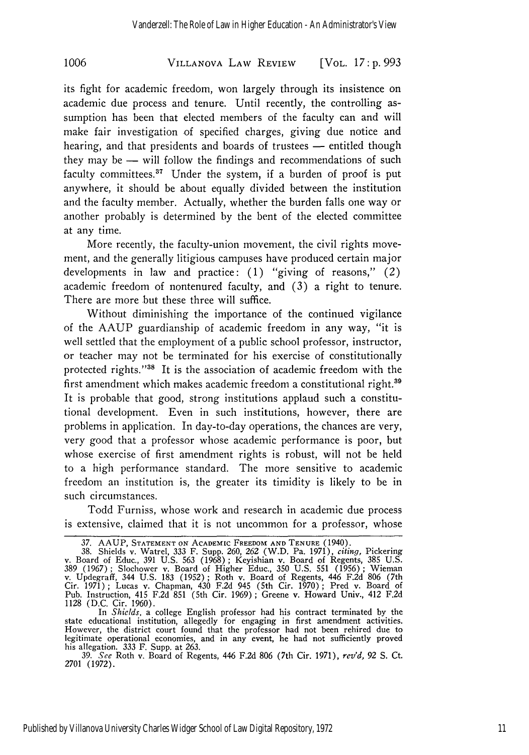its fight for academic freedom, won largely through its insistence on academic due process and tenure. Until recently, the controlling assumption has been that elected members of the faculty can and will make fair investigation of specified charges, giving due notice and hearing, and that presidents and boards of trustees — entitled though they may be — will follow the findings and recommendations of such faculty committees.[37] Under the system, if a burden of proof is put anywhere, it should be about equally divided between the institution and the faculty member. Actually, whether the burden falls one way or another probably is determined by the bent of the elected committee at any time.

More recently, the faculty-union movement, the civil rights movement, and the generally litigious campuses have produced certain major developments in law and practice: (1) "giving of reasons," (2) academic freedom of nontenured faculty, and (3) a right to tenure. There are more but these three will suffice.

Without diminishing the importance of the continued vigilance of the AAUP guardianship of academic freedom in any way, "it is well settled that the employment of a public school professor, instructor, or teacher may not be terminated for his exercise of constitutionally protected rights."[38] It is the association of academic freedom with the first amendment which makes academic freedom a constitutional right.[39] It is probable that good, strong institutions applaud such a constitutional development. Even in such institutions, however, there are problems in application. In day-to-day operations, the chances are very, very good that a professor whose academic performance is poor, but whose exercise of first amendment rights is robust, will not be held to a high performance standard. The more sensitive to academic freedom an institution is, the greater its timidity is likely to be in such circumstances.

Todd Furniss, whose work and research in academic due process is extensive, claimed that it is not uncommon for a professor, whose

---

37. AAUP, STATEMENT ON ACADEMIC FREEDOM AND TENURE (1940).

38. Shields v. Watrel, 333 F. Supp. 260, 262 (W.D. Pa. 1971), *citing*, Pickering v. Board of Educ., 391 U.S. 563 (1968); Keyishian v. Board of Regents, 385 U.S. 389 (1967); Slochower v. Board of Higher Educ., 350 U.S. 551 (1956); Wieman v. Updegraff, 344 U.S. 183 (1952); Roth v. Board of Regents, 446 F.2d 806 (7th Cir. 1971); Lucas v. Chapman, 430 F.2d 945 (5th Cir. 1970); Pred v. Board of Pub. Instruction, 415 F.2d 851 (5th Cir. 1969); Greene v. Howard Univ., 412 F.2d 1128 (D.C. Cir. 1960).

In *Shields*, a college English professor had his contract terminated by the state educational institution, allegedly for engaging in first amendment activities. However, the district court found that the professor had not been rehired due to legitimate operational economies, and in any event, he had not sufficiently proved his allegation. 333 F. Supp. at 263.

39. *See* Roth v. Board of Regents, 446 F.2d 806 (7th Cir. 1971), *rev'd*, 92 S. Ct. 2701 (1972).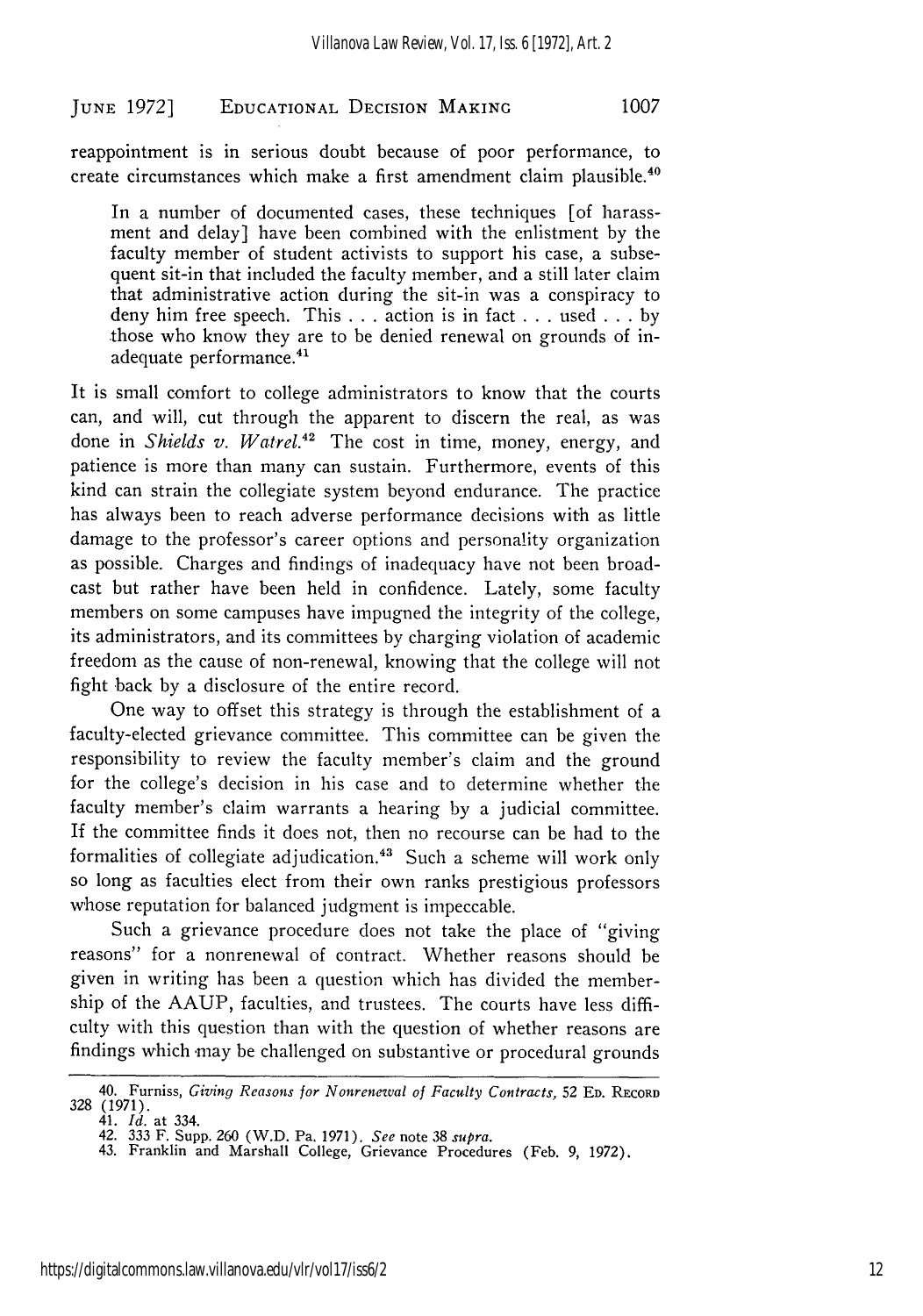reappointment is in serious doubt because of poor performance, to create circumstances which make a first amendment claim plausible.[40]

> In a number of documented cases, these techniques [of harassment and delay] have been combined with the enlistment by the faculty member of student activists to support his case, a subsequent sit-in that included the faculty member, and a still later claim that administrative action during the sit-in was a conspiracy to deny him free speech. This . . . action is in fact . . . used . . . by those who know they are to be denied renewal on grounds of inadequate performance.[41]

It is small comfort to college administrators to know that the courts can, and will, cut through the apparent to discern the real, as was done in *Shields v. Watrel*.[42] The cost in time, money, energy, and patience is more than many can sustain. Furthermore, events of this kind can strain the collegiate system beyond endurance. The practice has always been to reach adverse performance decisions with as little damage to the professor's career options and personality organization as possible. Charges and findings of inadequacy have not been broadcast but rather have been held in confidence. Lately, some faculty members on some campuses have impugned the integrity of the college, its administrators, and its committees by charging violation of academic freedom as the cause of non-renewal, knowing that the college will not fight back by a disclosure of the entire record.

One way to offset this strategy is through the establishment of a faculty-elected grievance committee. This committee can be given the responsibility to review the faculty member's claim and the ground for the college's decision in his case and to determine whether the faculty member's claim warrants a hearing by a judicial committee. If the committee finds it does not, then no recourse can be had to the formalities of collegiate adjudication.[43] Such a scheme will work only so long as faculties elect from their own ranks prestigious professors whose reputation for balanced judgment is impeccable.

Such a grievance procedure does not take the place of "giving reasons" for a nonrenewal of contract. Whether reasons should be given in writing has been a question which has divided the membership of the AAUP, faculties, and trustees. The courts have less difficulty with this question than with the question of whether reasons are findings which may be challenged on substantive or procedural grounds

---

40. Furniss, *Giving Reasons for Nonrenewal of Faculty Contracts*, 52 Ed. Record 328 (1971).

41. *Id.* at 334.

42. 333 F. Supp. 260 (W.D. Pa. 1971). *See* note 38 *supra*.

43. Franklin and Marshall College, Grievance Procedures (Feb. 9, 1972).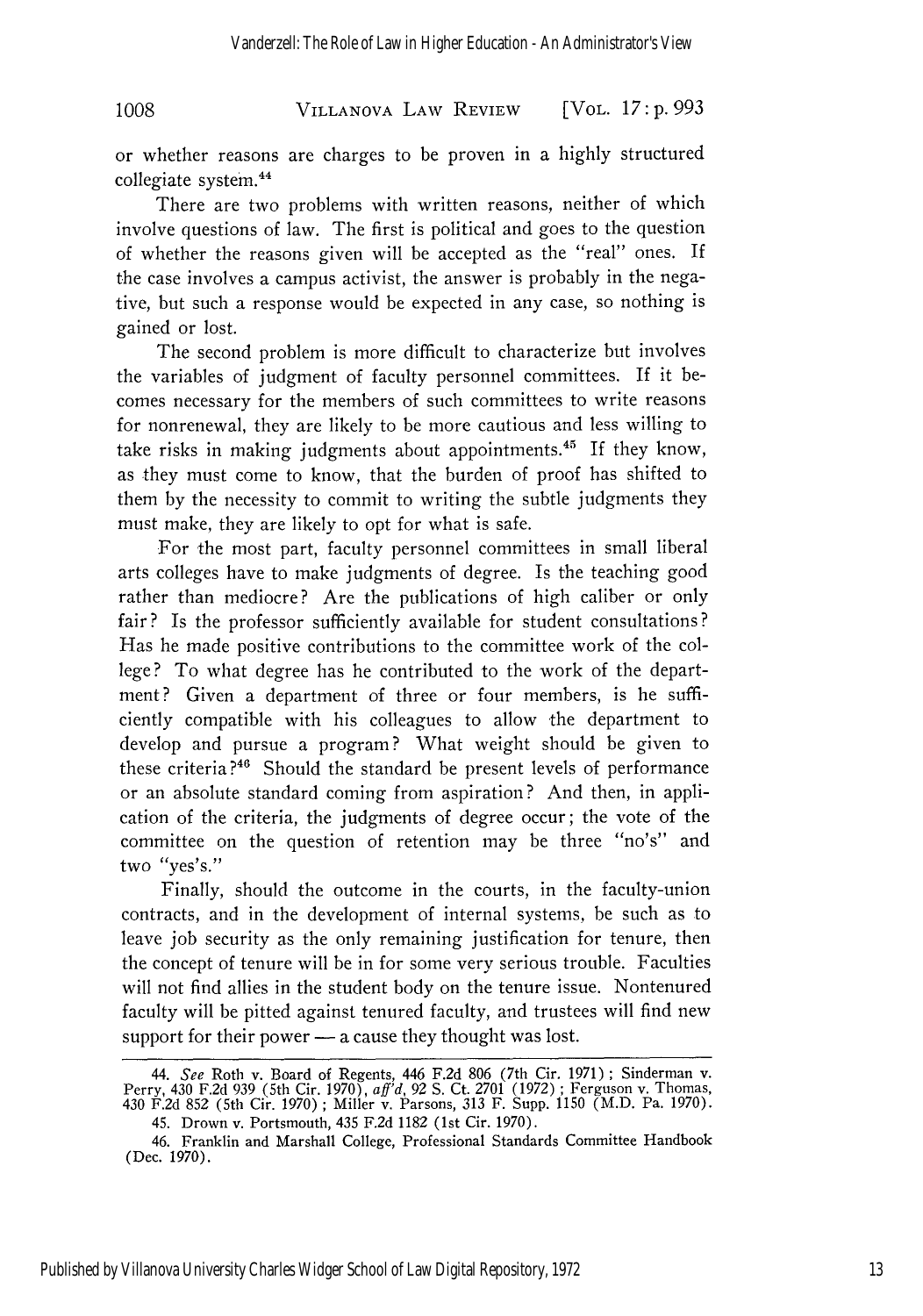or whether reasons are charges to be proven in a highly structured collegiate system.[44]

There are two problems with written reasons, neither of which involve questions of law. The first is political and goes to the question of whether the reasons given will be accepted as the "real" ones. If the case involves a campus activist, the answer is probably in the negative, but such a response would be expected in any case, so nothing is gained or lost.

The second problem is more difficult to characterize but involves the variables of judgment of faculty personnel committees. If it becomes necessary for the members of such committees to write reasons for nonrenewal, they are likely to be more cautious and less willing to take risks in making judgments about appointments.[45] If they know, as they must come to know, that the burden of proof has shifted to them by the necessity to commit to writing the subtle judgments they must make, they are likely to opt for what is safe.

For the most part, faculty personnel committees in small liberal arts colleges have to make judgments of degree. Is the teaching good rather than mediocre? Are the publications of high caliber or only fair? Is the professor sufficiently available for student consultations? Has he made positive contributions to the committee work of the college? To what degree has he contributed to the work of the department? Given a department of three or four members, is he sufficiently compatible with his colleagues to allow the department to develop and pursue a program? What weight should be given to these criteria?[46] Should the standard be present levels of performance or an absolute standard coming from aspiration? And then, in application of the criteria, the judgments of degree occur; the vote of the committee on the question of retention may be three "no's" and two "yes's."

Finally, should the outcome in the courts, in the faculty-union contracts, and in the development of internal systems, be such as to leave job security as the only remaining justification for tenure, then the concept of tenure will be in for some very serious trouble. Faculties will not find allies in the student body on the tenure issue. Nontenured faculty will be pitted against tenured faculty, and trustees will find new support for their power — a cause they thought was lost.

---

44. *See* Roth v. Board of Regents, 446 F.2d 806 (7th Cir. 1971); Sinderman v. Perry, 430 F.2d 939 (5th Cir. 1970), *aff'd*, 92 S. Ct. 2701 (1972); Ferguson v. Thomas, 430 F.2d 852 (5th Cir. 1970); Miller v. Parsons, 313 F. Supp. 1150 (M.D. Pa. 1970).

45. Drown v. Portsmouth, 435 F.2d 1182 (1st Cir. 1970).

46. Franklin and Marshall College, Professional Standards Committee Handbook (Dec. 1970).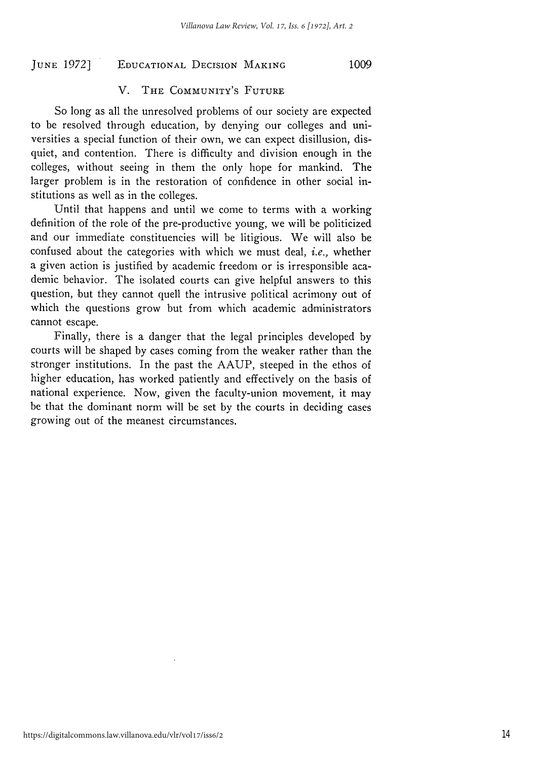## V. THE COMMUNITY'S FUTURE

So long as all the unresolved problems of our society are expected to be resolved through education, by denying our colleges and universities a special function of their own, we can expect disillusion, disquiet, and contention. There is difficulty and division enough in the colleges, without seeing in them the only hope for mankind. The larger problem is in the restoration of confidence in other social institutions as well as in the colleges.

Until that happens and until we come to terms with a working definition of the role of the pre-productive young, we will be politicized and our immediate constituencies will be litigious. We will also be confused about the categories with which we must deal, *i.e.*, whether a given action is justified by academic freedom or is irresponsible academic behavior. The isolated courts can give helpful answers to this question, but they cannot quell the intrusive political acrimony out of which the questions grow but from which academic administrators cannot escape.

Finally, there is a danger that the legal principles developed by courts will be shaped by cases coming from the weaker rather than the stronger institutions. In the past the AAUP, steeped in the ethos of higher education, has worked patiently and effectively on the basis of national experience. Now, given the faculty-union movement, it may be that the dominant norm will be set by the courts in deciding cases growing out of the meanest circumstances.